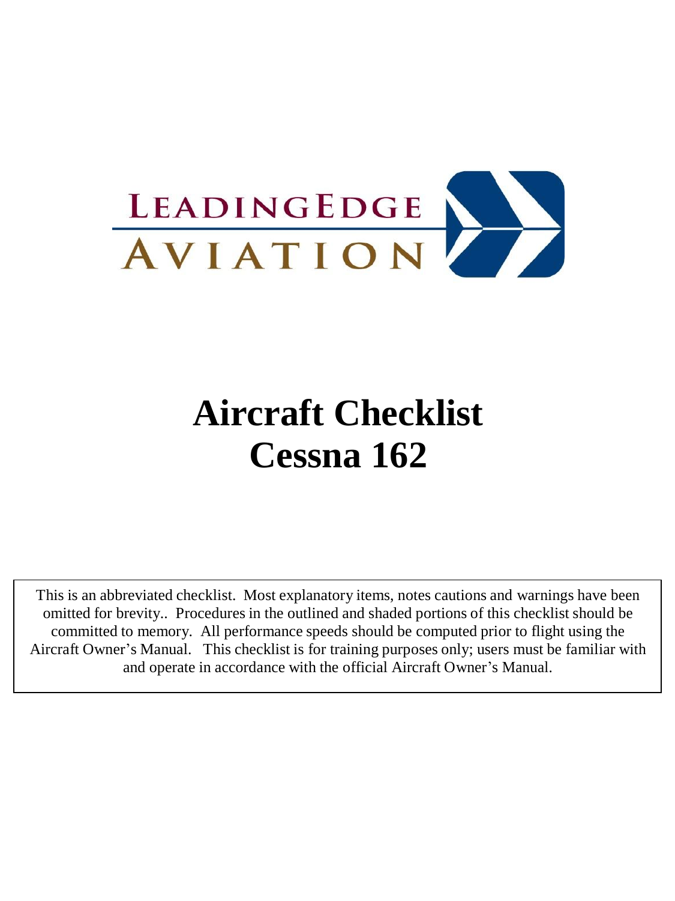LEADINGEDGE
AVIATION

# Aircraft Checklist
# Cessna 162

This is an abbreviated checklist. Most explanatory items, notes cautions and warnings have been omitted for brevity.. Procedures in the outlined and shaded portions of this checklist should be committed to memory. All performance speeds should be computed prior to flight using the Aircraft Owner's Manual. This checklist is for training purposes only; users must be familiar with and operate in accordance with the official Aircraft Owner's Manual.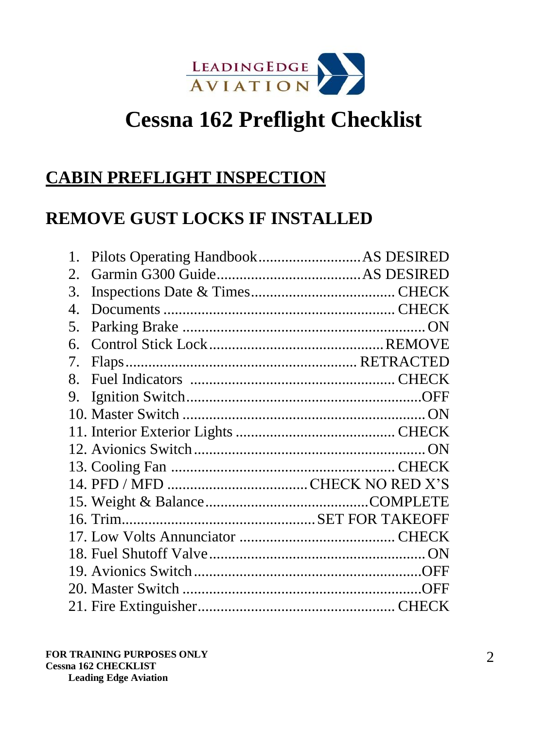LEADINGEDGE AVIATION

# Cessna 162 Preflight Checklist

## CABIN PREFLIGHT INSPECTION

## REMOVE GUST LOCKS IF INSTALLED

1. Pilots Operating Handbook....................AS DESIRED
2. Garmin G300 Guide....................AS DESIRED
3. Inspections Date & Times....................CHECK
4. Documents....................CHECK
5. Parking Brake....................ON
6. Control Stick Lock....................REMOVE
7. Flaps....................RETRACTED
8. Fuel Indicators....................CHECK
9. Ignition Switch....................OFF
10. Master Switch....................ON
11. Interior Exterior Lights....................CHECK
12. Avionics Switch....................ON
13. Cooling Fan....................CHECK
14. PFD / MFD....................CHECK NO RED X'S
15. Weight & Balance....................COMPLETE
16. Trim....................SET FOR TAKEOFF
17. Low Volts Annunciator....................CHECK
18. Fuel Shutoff Valve....................ON
19. Avionics Switch....................OFF
20. Master Switch....................OFF
21. Fire Extinguisher....................CHECK

**FOR TRAINING PURPOSES ONLY**
**Cessna 162 CHECKLIST**
**Leading Edge Aviation**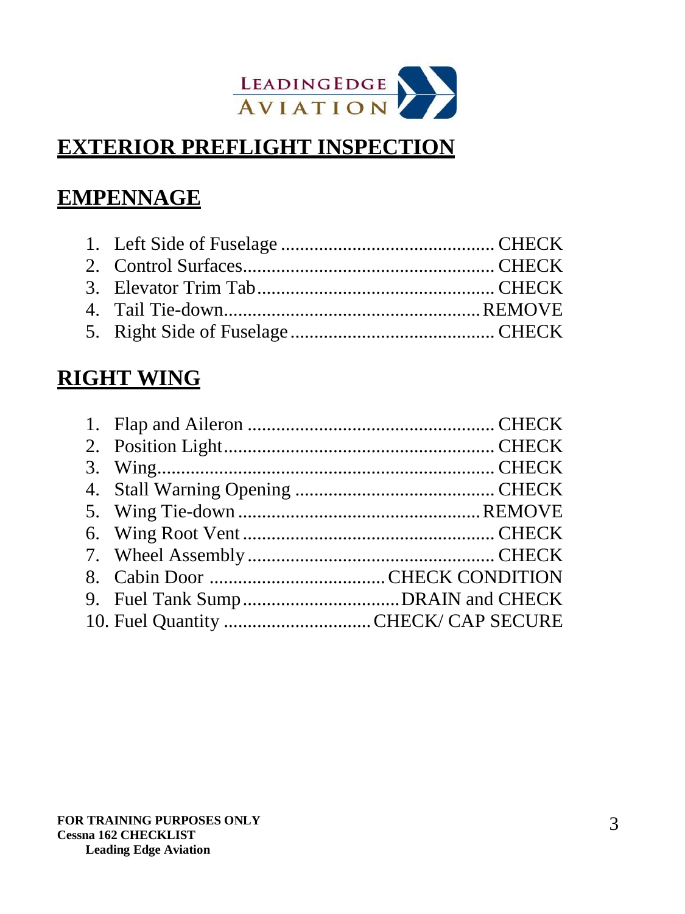# EXTERIOR PREFLIGHT INSPECTION

## EMPENNAGE

1. Left Side of Fuselage ............................................ CHECK
2. Control Surfaces.................................................... CHECK
3. Elevator Trim Tab.................................................. CHECK
4. Tail Tie-down..................................................... REMOVE
5. Right Side of Fuselage .......................................... CHECK

## RIGHT WING

1. Flap and Aileron .................................................... CHECK
2. Position Light......................................................... CHECK
3. Wing...................................................................... CHECK
4. Stall Warning Opening .......................................... CHECK
5. Wing Tie-down ................................................... REMOVE
6. Wing Root Vent ..................................................... CHECK
7. Wheel Assembly .................................................... CHECK
8. Cabin Door ..................................... CHECK CONDITION
9. Fuel Tank Sump................................. DRAIN and CHECK
10. Fuel Quantity .............................. CHECK/ CAP SECURE

**FOR TRAINING PURPOSES ONLY**
**Cessna 162 CHECKLIST**
**Leading Edge Aviation**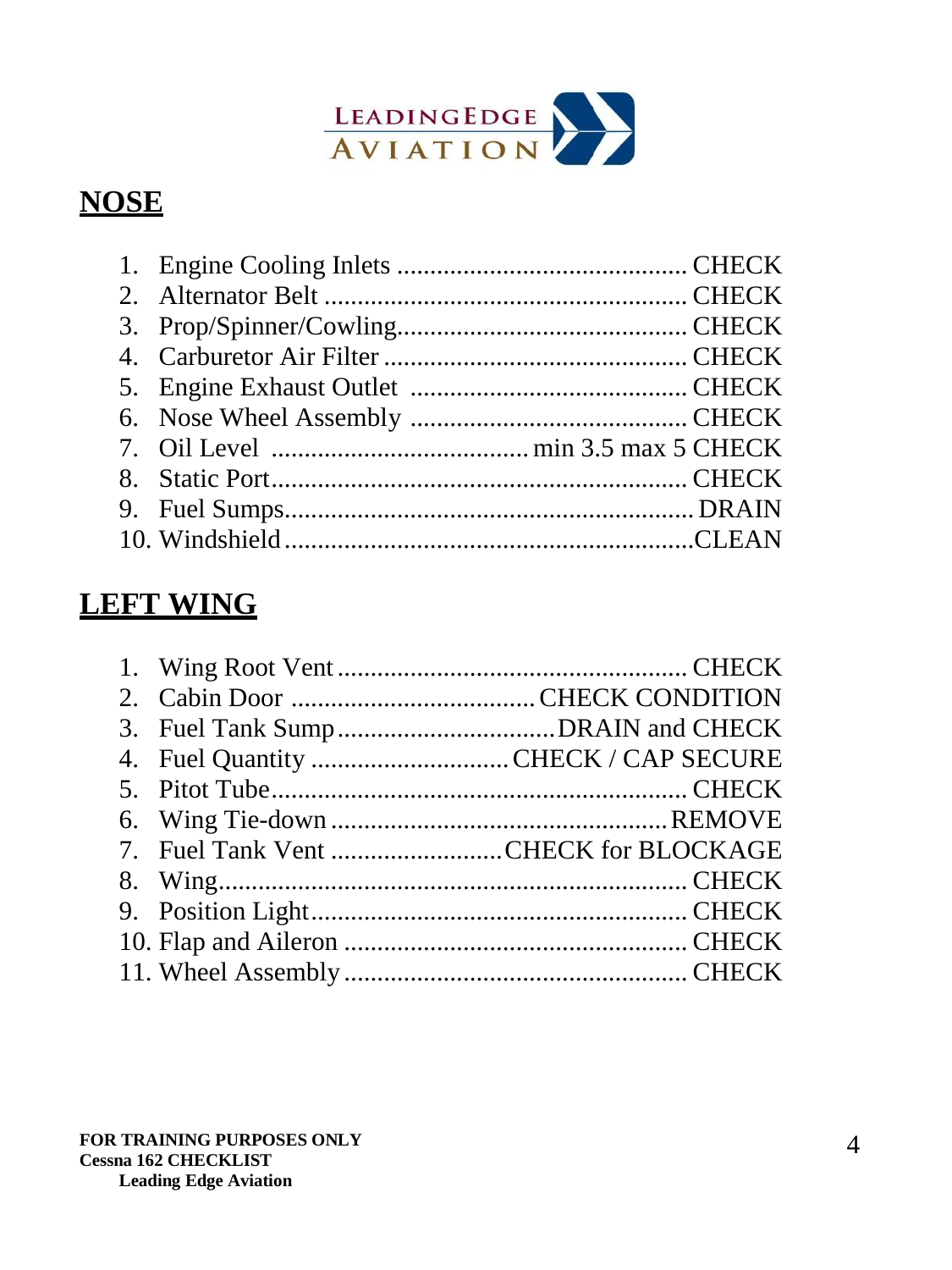LEADINGEDGE AVIATION

## NOSE

1. Engine Cooling Inlets ............................................ CHECK
2. Alternator Belt ....................................................... CHECK
3. Prop/Spinner/Cowling............................................ CHECK
4. Carburetor Air Filter .............................................. CHECK
5. Engine Exhaust Outlet .......................................... CHECK
6. Nose Wheel Assembly .......................................... CHECK
7. Oil Level ...................................... min 3.5 max 5 CHECK
8. Static Port................................................................ CHECK
9. Fuel Sumps.............................................................. DRAIN
10. Windshield ..............................................................CLEAN

## LEFT WING

1. Wing Root Vent ..................................................... CHECK
2. Cabin Door ..................................... CHECK CONDITION
3. Fuel Tank Sump .................................DRAIN and CHECK
4. Fuel Quantity ............................. CHECK / CAP SECURE
5. Pitot Tube................................................................ CHECK
6. Wing Tie-down ...................................................REMOVE
7. Fuel Tank Vent ..........................CHECK for BLOCKAGE
8. Wing....................................................................... CHECK
9. Position Light......................................................... CHECK
10. Flap and Aileron .................................................... CHECK
11. Wheel Assembly .................................................... CHECK

**FOR TRAINING PURPOSES ONLY**
**Cessna 162 CHECKLIST**
**Leading Edge Aviation**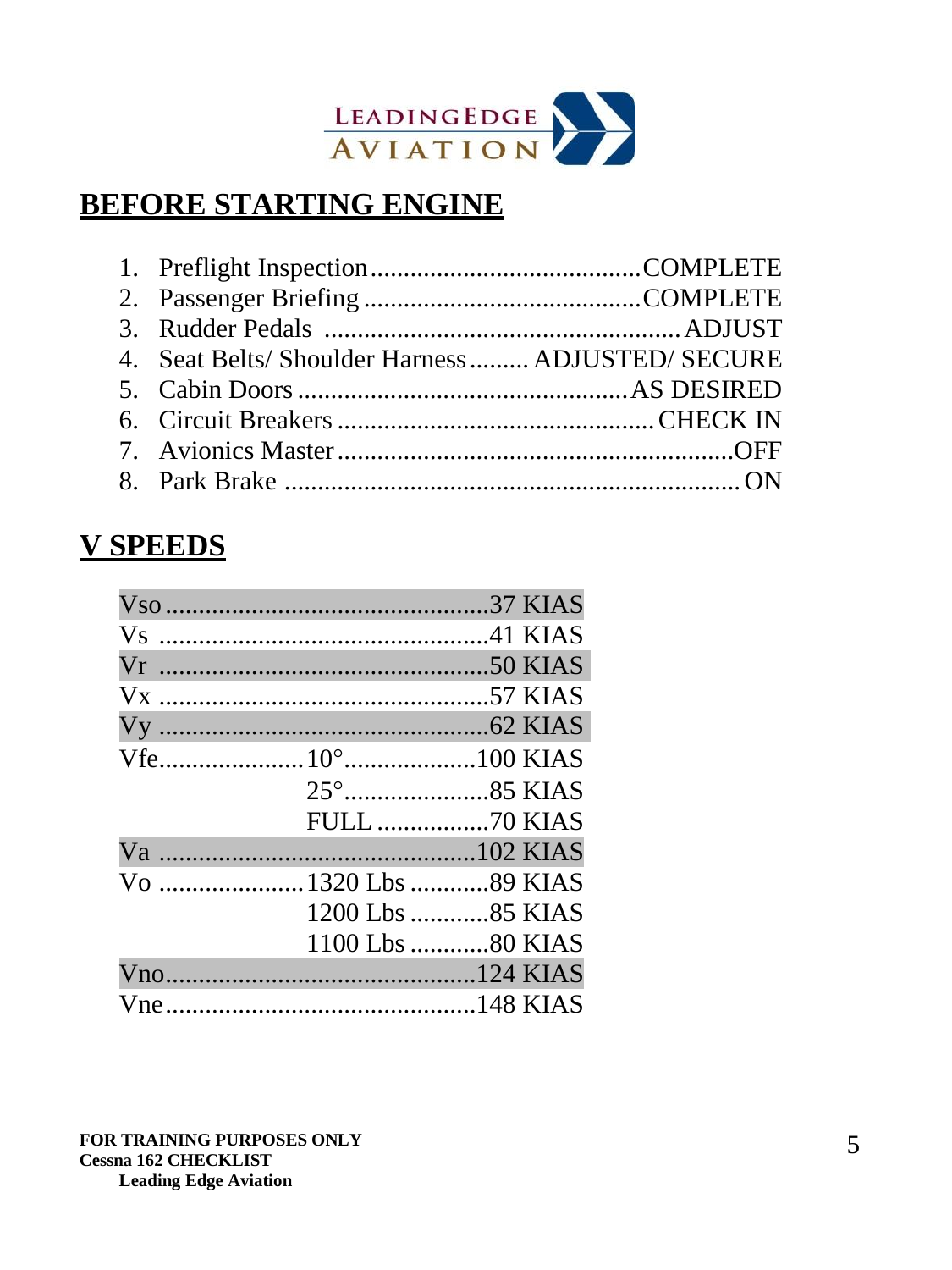LEADINGEDGE AVIATION

## BEFORE STARTING ENGINE

1. Preflight Inspection........................................COMPLETE
2. Passenger Briefing..........................................COMPLETE
3. Rudder Pedals ....................................................ADJUST
4. Seat Belts/ Shoulder Harness......... ADJUSTED/ SECURE
5. Cabin Doors.................................................AS DESIRED
6. Circuit Breakers..............................................CHECK IN
7. Avionics Master..........................................................OFF
8. Park Brake .....................................................................ON

## V SPEEDS

| | | |
|---|---|---|
| Vso | | 37 KIAS |
| Vs | | 41 KIAS |
| Vr | | 50 KIAS |
| Vx | | 57 KIAS |
| Vy | | 62 KIAS |
| Vfe | 10° | 100 KIAS |
| | 25° | 85 KIAS |
| | FULL | 70 KIAS |
| Va | | 102 KIAS |
| Vo | 1320 Lbs | 89 KIAS |
| | 1200 Lbs | 85 KIAS |
| | 1100 Lbs | 80 KIAS |
| Vno | | 124 KIAS |
| Vne | | 148 KIAS |

**FOR TRAINING PURPOSES ONLY**
**Cessna 162 CHECKLIST**
**Leading Edge Aviation**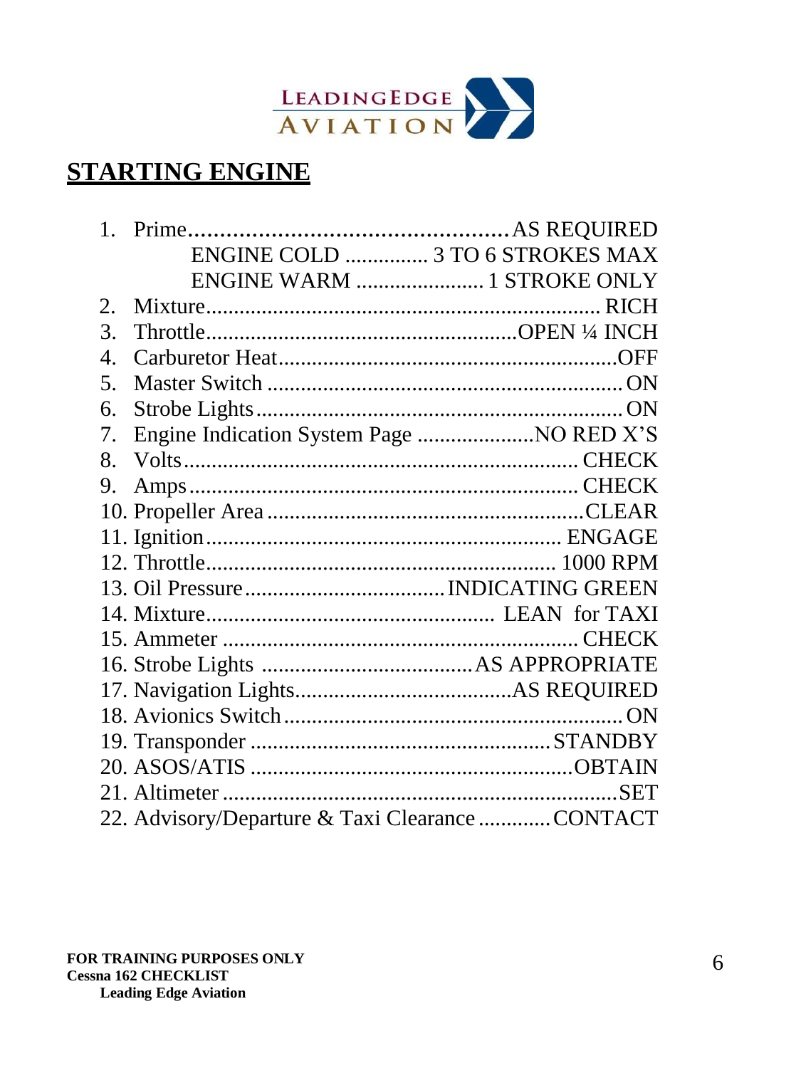## STARTING ENGINE

1. Prime....................................................AS REQUIRED
   - ENGINE COLD ............... 3 TO 6 STROKES MAX
   - ENGINE WARM ...................... 1 STROKE ONLY
2. Mixture............................................................ RICH
3. Throttle.......................................................OPEN ¼ INCH
4. Carburetor Heat...........................................................OFF
5. Master Switch ................................................................ ON
6. Strobe Lights.................................................................. ON
7. Engine Indication System Page .....................NO RED X'S
8. Volts....................................................................... CHECK
9. Amps...................................................................... CHECK
10. Propeller Area .........................................................CLEAR
11. Ignition................................................................ ENGAGE
12. Throttle............................................................... 1000 RPM
13. Oil Pressure....................................INDICATING GREEN
14. Mixture.................................................... LEAN for TAXI
15. Ammeter ................................................................ CHECK
16. Strobe Lights ......................................AS APPROPRIATE
17. Navigation Lights.......................................AS REQUIRED
18. Avionics Switch.............................................................. ON
19. Transponder ......................................................STANDBY
20. ASOS/ATIS ..........................................................OBTAIN
21. Altimeter ........................................................................SET
22. Advisory/Departure & Taxi Clearance ............CONTACT

**FOR TRAINING PURPOSES ONLY**
**Cessna 162 CHECKLIST**
**Leading Edge Aviation**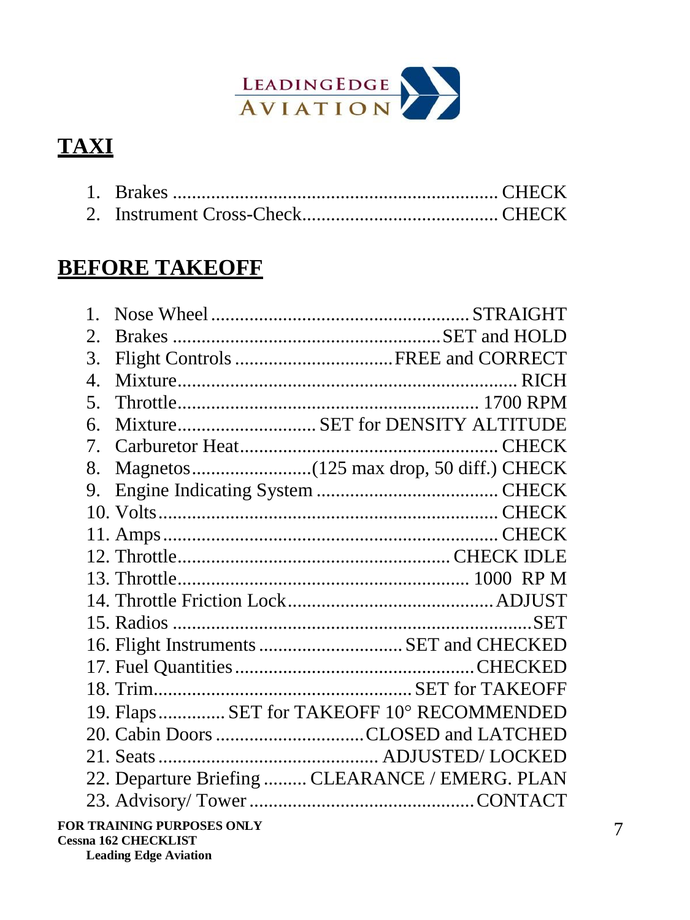LEADINGEDGE AVIATION

## TAXI

1. Brakes ................................................................... CHECK
2. Instrument Cross-Check......................................... CHECK

## BEFORE TAKEOFF

1. Nose Wheel ...................................................... STRAIGHT
2. Brakes ....................................................... SET and HOLD
3. Flight Controls ................................. FREE and CORRECT
4. Mixture....................................................................... RICH
5. Throttle.............................................................. 1700 RPM
6. Mixture............................. SET for DENSITY ALTITUDE
7. Carburetor Heat...................................................... CHECK
8. Magnetos.........................(125 max drop, 50 diff.) CHECK
9. Engine Indicating System ...................................... CHECK
10. Volts...................................................................... CHECK
11. Amps..................................................................... CHECK
12. Throttle........................................................ CHECK IDLE
13. Throttle............................................................. 1000 RP M
14. Throttle Friction Lock........................................... ADJUST
15. Radios ...........................................................................SET
16. Flight Instruments ............................. SET and CHECKED
17. Fuel Quantities .................................................. CHECKED
18. Trim..................................................... SET for TAKEOFF
19. Flaps.............. SET for TAKEOFF 10° RECOMMENDED
20. Cabin Doors ................................ CLOSED and LATCHED
21. Seats ............................................. ADJUSTED/ LOCKED
22. Departure Briefing ......... CLEARANCE / EMERG. PLAN
23. Advisory/ Tower ............................................... CONTACT

**FOR TRAINING PURPOSES ONLY**
**Cessna 162 CHECKLIST**
**Leading Edge Aviation**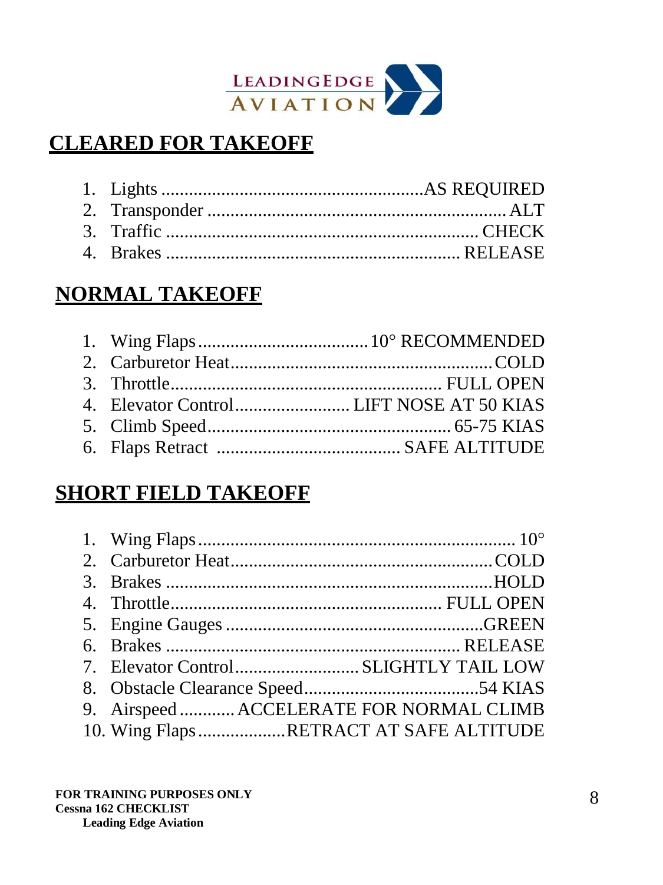LEADINGEDGE AVIATION

## CLEARED FOR TAKEOFF

1. Lights ........................................................AS REQUIRED
2. Transponder ................................................................ ALT
3. Traffic ................................................................... CHECK
4. Brakes ................................................................ RELEASE

## NORMAL TAKEOFF

1. Wing Flaps....................................10° RECOMMENDED
2. Carburetor Heat.........................................................COLD
3. Throttle........................................................... FULL OPEN
4. Elevator Control......................... LIFT NOSE AT 50 KIAS
5. Climb Speed..................................................... 65-75 KIAS
6. Flaps Retract ........................................ SAFE ALTITUDE

## SHORT FIELD TAKEOFF

1. Wing Flaps..................................................................... 10°
2. Carburetor Heat.........................................................COLD
3. Brakes .......................................................................HOLD
4. Throttle.......................................................... FULL OPEN
5. Engine Gauges ........................................................GREEN
6. Brakes ............................................................... RELEASE
7. Elevator Control........................... SLIGHTLY TAIL LOW
8. Obstacle Clearance Speed......................................54 KIAS
9. Airspeed ............ ACCELERATE FOR NORMAL CLIMB
10. Wing Flaps...................RETRACT AT SAFE ALTITUDE

**FOR TRAINING PURPOSES ONLY**
**Cessna 162 CHECKLIST**
**Leading Edge Aviation**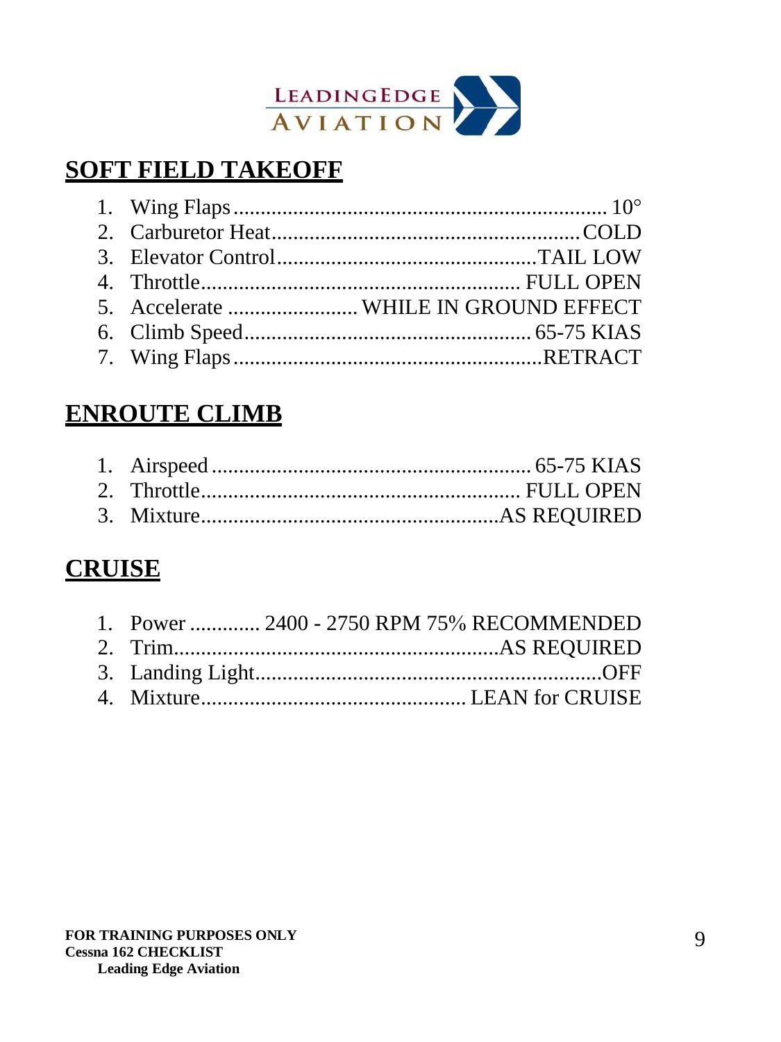## SOFT FIELD TAKEOFF

1. Wing Flaps .................................................................... 10°
2. Carburetor Heat ........................................................ COLD
3. Elevator Control ................................................ TAIL LOW
4. Throttle .......................................................... FULL OPEN
5. Accelerate ........................ WHILE IN GROUND EFFECT
6. Climb Speed .................................................... 65-75 KIAS
7. Wing Flaps ........................................................ RETRACT

## ENROUTE CLIMB

1. Airspeed .......................................................... 65-75 KIAS
2. Throttle .......................................................... FULL OPEN
3. Mixture ...................................................... AS REQUIRED

## CRUISE

1. Power ............. 2400 - 2750 RPM 75% RECOMMENDED
2. Trim ........................................................... AS REQUIRED
3. Landing Light ................................................................ OFF
4. Mixture ................................................ LEAN for CRUISE

**FOR TRAINING PURPOSES ONLY**
**Cessna 162 CHECKLIST**
**Leading Edge Aviation**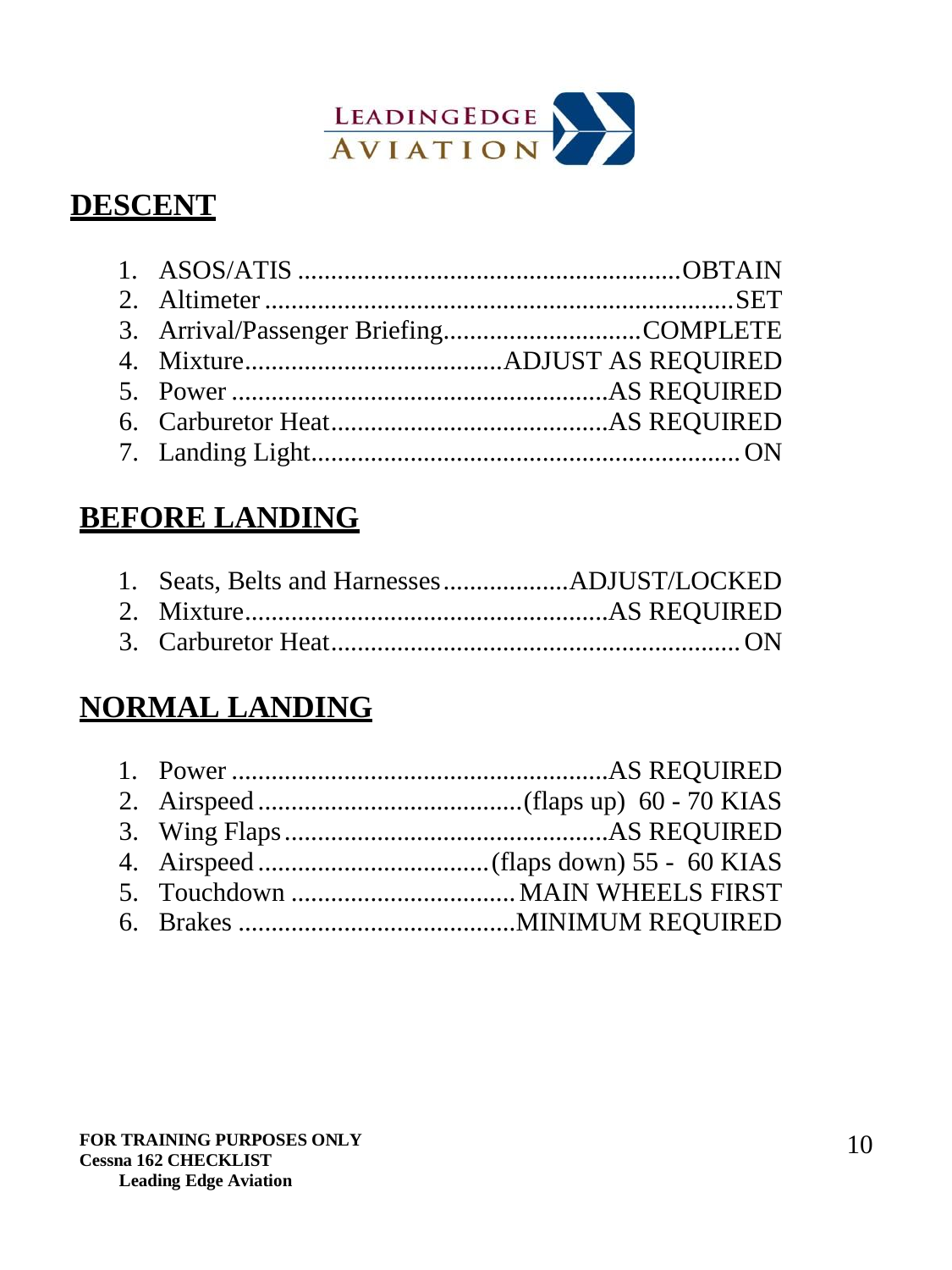## DESCENT

1. ASOS/ATIS ........................................................OBTAIN
2. Altimeter ........................................................................SET
3. Arrival/Passenger Briefing.............................COMPLETE
4. Mixture.......................................ADJUST AS REQUIRED
5. Power .........................................................AS REQUIRED
6. Carburetor Heat...........................................AS REQUIRED
7. Landing Light................................................................ ON

## BEFORE LANDING

1. Seats, Belts and Harnesses...................ADJUST/LOCKED
2. Mixture.......................................................AS REQUIRED
3. Carburetor Heat.............................................................. ON

## NORMAL LANDING

1. Power .........................................................AS REQUIRED
2. Airspeed ........................................(flaps up) 60 - 70 KIAS
3. Wing Flaps.................................................AS REQUIRED
4. Airspeed ...................................(flaps down) 55 - 60 KIAS
5. Touchdown ..................................MAIN WHEELS FIRST
6. Brakes ..........................................MINIMUM REQUIRED

**FOR TRAINING PURPOSES ONLY**
**Cessna 162 CHECKLIST**
**Leading Edge Aviation**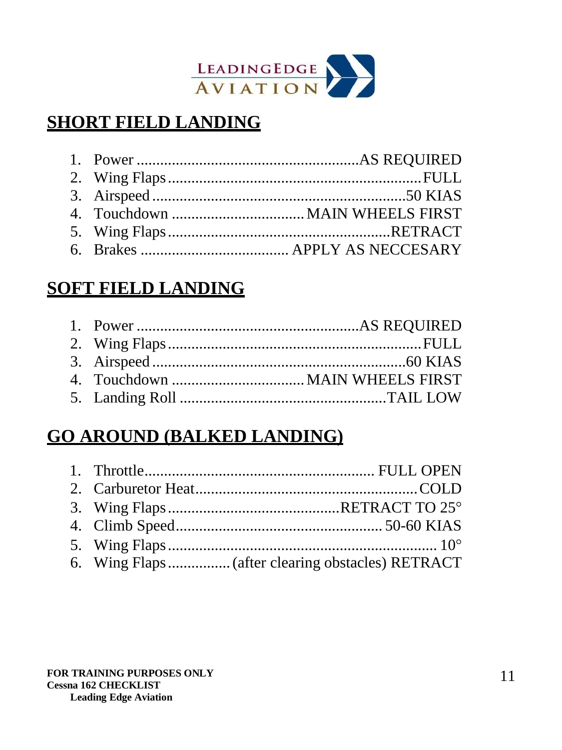LEADINGEDGE AVIATION

## SHORT FIELD LANDING

1. Power ........................................................AS REQUIRED
2. Wing Flaps ................................................................FULL
3. Airspeed ...............................................................50 KIAS
4. Touchdown .................................. MAIN WHEELS FIRST
5. Wing Flaps ........................................................RETRACT
6. Brakes ...................................... APPLY AS NECCESARY

## SOFT FIELD LANDING

1. Power ........................................................AS REQUIRED
2. Wing Flaps ................................................................FULL
3. Airspeed ...............................................................60 KIAS
4. Touchdown .................................. MAIN WHEELS FIRST
5. Landing Roll .....................................................TAIL LOW

## GO AROUND (BALKED LANDING)

1. Throttle.......................................................... FULL OPEN
2. Carburetor Heat.........................................................COLD
3. Wing Flaps............................................RETRACT TO 25°
4. Climb Speed.................................................... 50-60 KIAS
5. Wing Flaps..................................................................... 10°
6. Wing Flaps................(after clearing obstacles) RETRACT

**FOR TRAINING PURPOSES ONLY**
**Cessna 162 CHECKLIST**
**Leading Edge Aviation**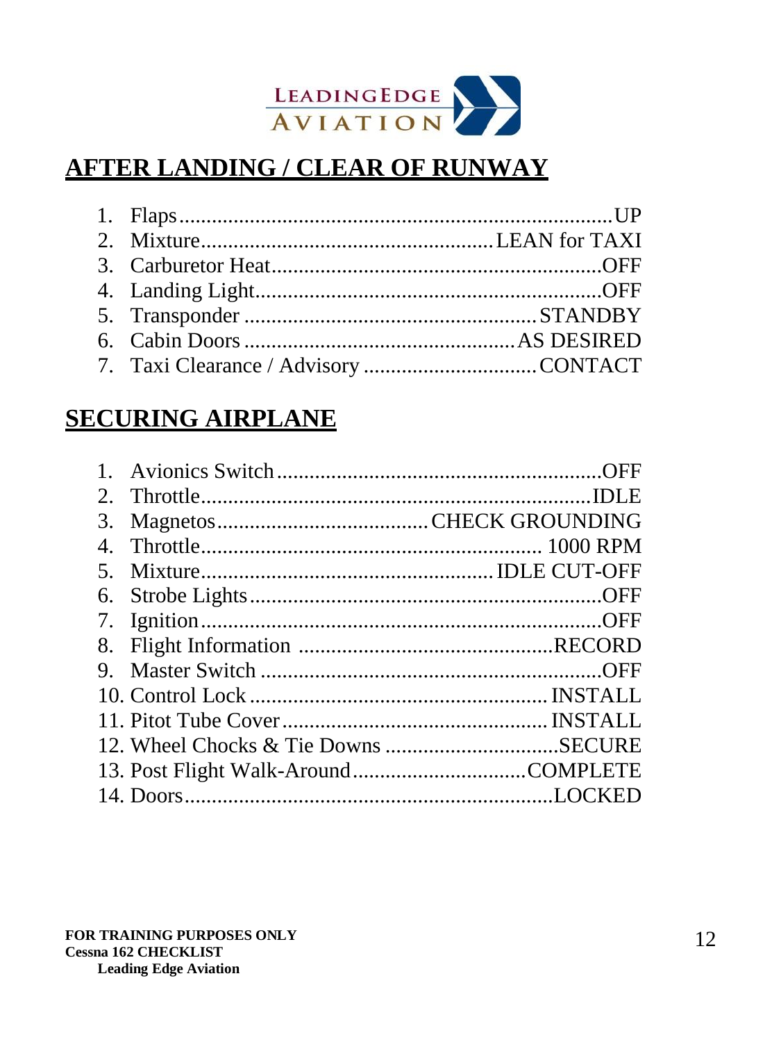## AFTER LANDING / CLEAR OF RUNWAY

1. Flaps................................................................................UP
2. Mixture....................................................LEAN for TAXI
3. Carburetor Heat.............................................................OFF
4. Landing Light................................................................OFF
5. Transponder ......................................................STANDBY
6. Cabin Doors ..................................................AS DESIRED
7. Taxi Clearance / Advisory ................................CONTACT

## SECURING AIRPLANE

1. Avionics Switch.............................................................OFF
2. Throttle.........................................................................IDLE
3. Magnetos.......................................CHECK GROUNDING
4. Throttle............................................................... 1000 RPM
5. Mixture.....................................................IDLE CUT-OFF
6. Strobe Lights..................................................................OFF
7. Ignition...........................................................................OFF
8. Flight Information ..............................................RECORD
9. Master Switch ................................................................OFF
10. Control Lock ....................................................... INSTALL
11. Pitot Tube Cover................................................. INSTALL
12. Wheel Chocks & Tie Downs ................................SECURE
13. Post Flight Walk-Around................................COMPLETE
14. Doors...................................................................LOCKED

**FOR TRAINING PURPOSES ONLY**
**Cessna 162 CHECKLIST**
**Leading Edge Aviation**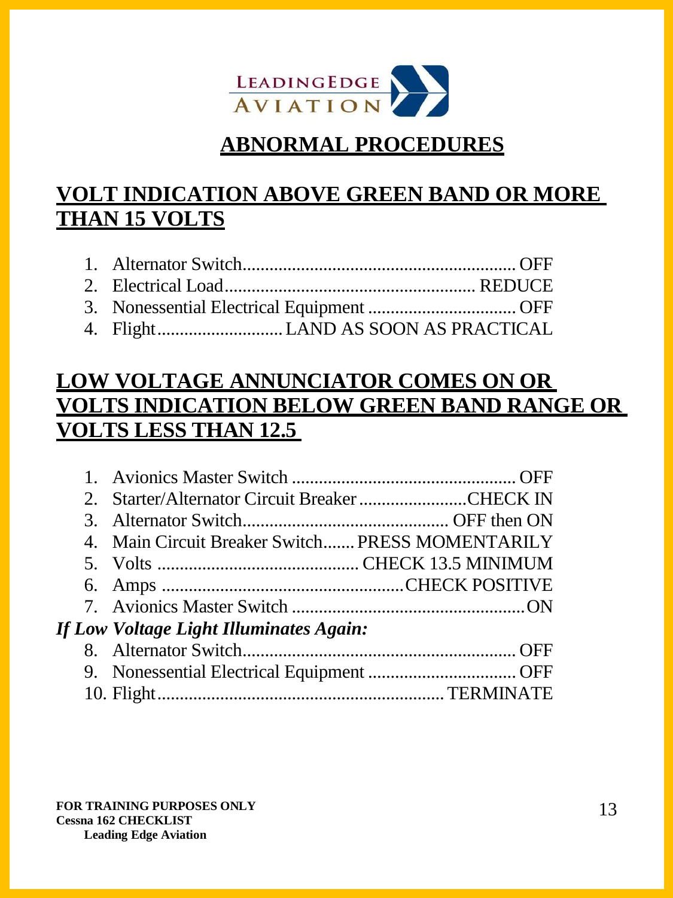# ABNORMAL PROCEDURES

## VOLT INDICATION ABOVE GREEN BAND OR MORE THAN 15 VOLTS

1. Alternator Switch.................................................... OFF
2. Electrical Load.................................................... REDUCE
3. Nonessential Electrical Equipment .............................. OFF
4. Flight........................... LAND AS SOON AS PRACTICAL

## LOW VOLTAGE ANNUNCIATOR COMES ON OR VOLTS INDICATION BELOW GREEN BAND RANGE OR VOLTS LESS THAN 12.5

1. Avionics Master Switch ............................................. OFF
2. Starter/Alternator Circuit Breaker ...................... CHECK IN
3. Alternator Switch.......................................... OFF then ON
4. Main Circuit Breaker Switch....... PRESS MOMENTARILY
5. Volts ......................................... CHECK 13.5 MINIMUM
6. Amps ................................................ CHECK POSITIVE
7. Avionics Master Switch ................................................ ON

***If Low Voltage Light Illuminates Again:***

8. Alternator Switch.................................................... OFF
9. Nonessential Electrical Equipment .............................. OFF
10. Flight.......................................................... TERMINATE

**FOR TRAINING PURPOSES ONLY**
**Cessna 162 CHECKLIST**
**Leading Edge Aviation**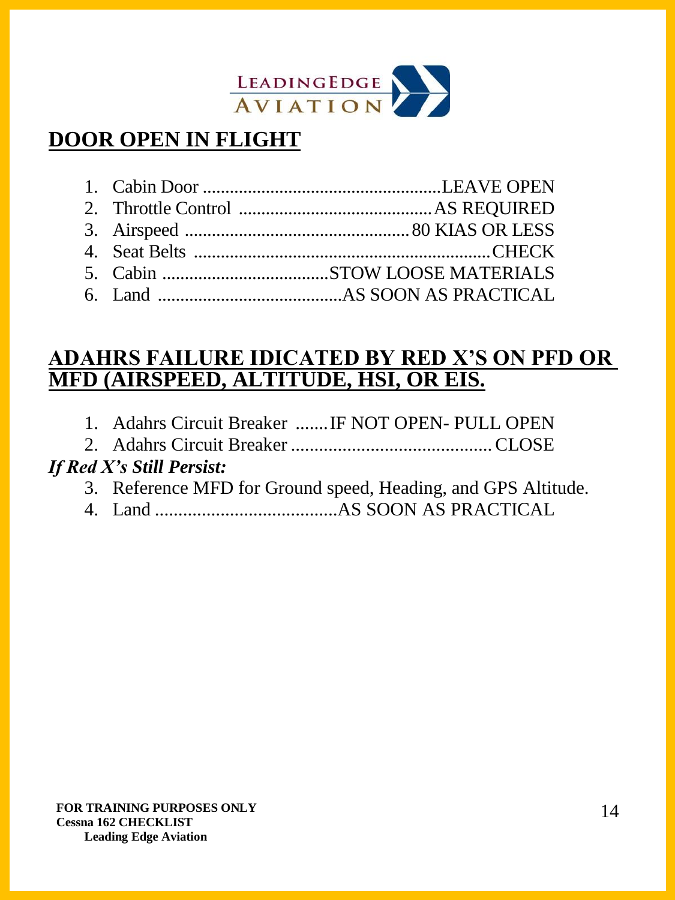## DOOR OPEN IN FLIGHT

1. Cabin Door ....................................................LEAVE OPEN
2. Throttle Control ..........................................AS REQUIRED
3. Airspeed .................................................80 KIAS OR LESS
4. Seat Belts ..................................................................CHECK
5. Cabin .....................................STOW LOOSE MATERIALS
6. Land ..........................................AS SOON AS PRACTICAL

## ADAHRS FAILURE IDICATED BY RED X'S ON PFD OR MFD (AIRSPEED, ALTITUDE, HSI, OR EIS.

1. Adahrs Circuit Breaker .......IF NOT OPEN- PULL OPEN
2. Adahrs Circuit Breaker ........................................... CLOSE

***If Red X's Still Persist:***

3. Reference MFD for Ground speed, Heading, and GPS Altitude.
4. Land .......................................AS SOON AS PRACTICAL

**FOR TRAINING PURPOSES ONLY**
**Cessna 162 CHECKLIST**
**Leading Edge Aviation**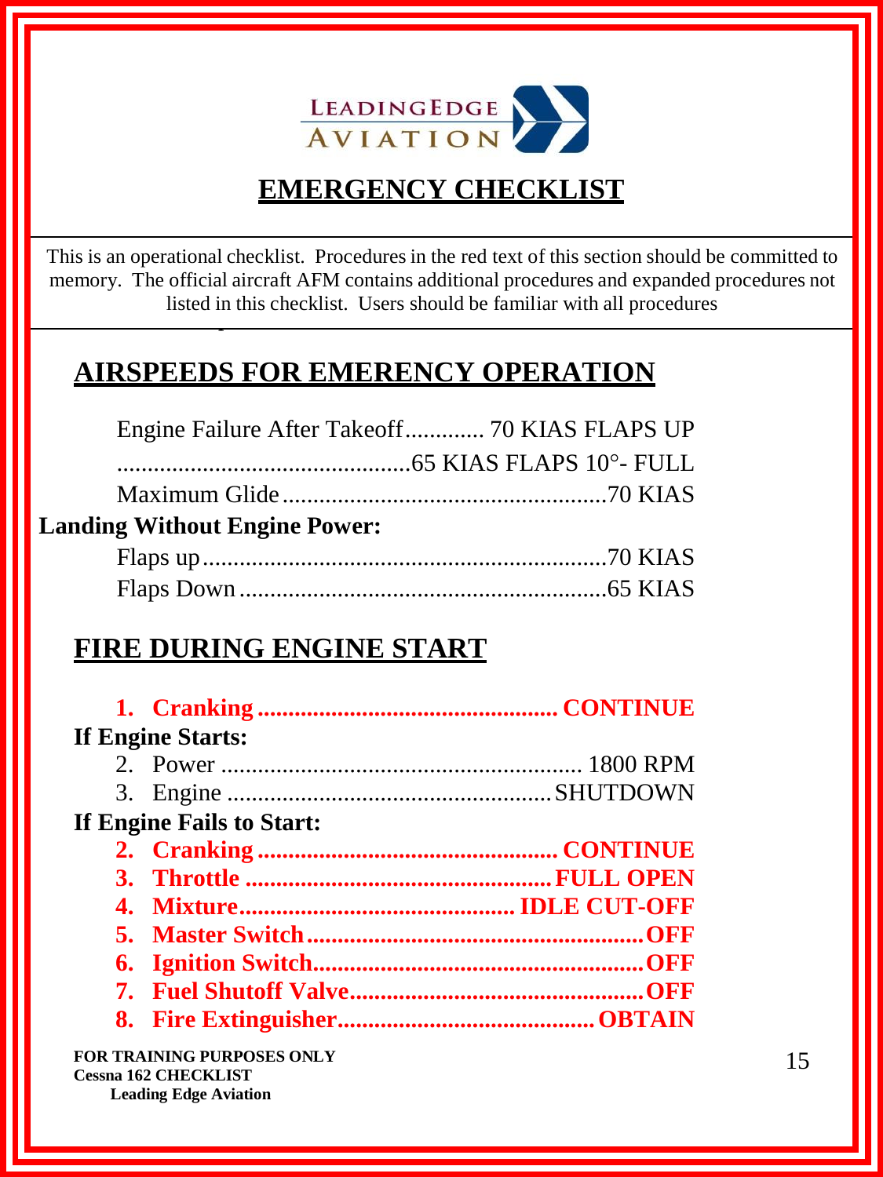LEADINGEDGE AVIATION

# EMERGENCY CHECKLIST

This is an operational checklist. Procedures in the red text of this section should be committed to memory. The official aircraft AFM contains additional procedures and expanded procedures not listed in this checklist. Users should be familiar with all procedures

## AIRSPEEDS FOR EMERENCY OPERATION

Engine Failure After Takeoff............. 70 KIAS FLAPS UP
...............................................65 KIAS FLAPS 10°- FULL
Maximum Glide.....................................................70 KIAS

**Landing Without Engine Power:**

Flaps up.................................................................70 KIAS
Flaps Down...........................................................65 KIAS

## FIRE DURING ENGINE START

1. **Cranking ................................................ CONTINUE**

**If Engine Starts:**

2. Power .......................................................... 1800 RPM
3. Engine .................................................... SHUTDOWN

**If Engine Fails to Start:**

2. **Cranking ................................................ CONTINUE**
3. **Throttle ................................................ FULL OPEN**
4. **Mixture........................................... IDLE CUT-OFF**
5. **Master Switch.......................................................OFF**
6. **Ignition Switch.....................................................OFF**
7. **Fuel Shutoff Valve................................................OFF**
8. **Fire Extinguisher.......................................... OBTAIN**

FOR TRAINING PURPOSES ONLY
Cessna 162 CHECKLIST
Leading Edge Aviation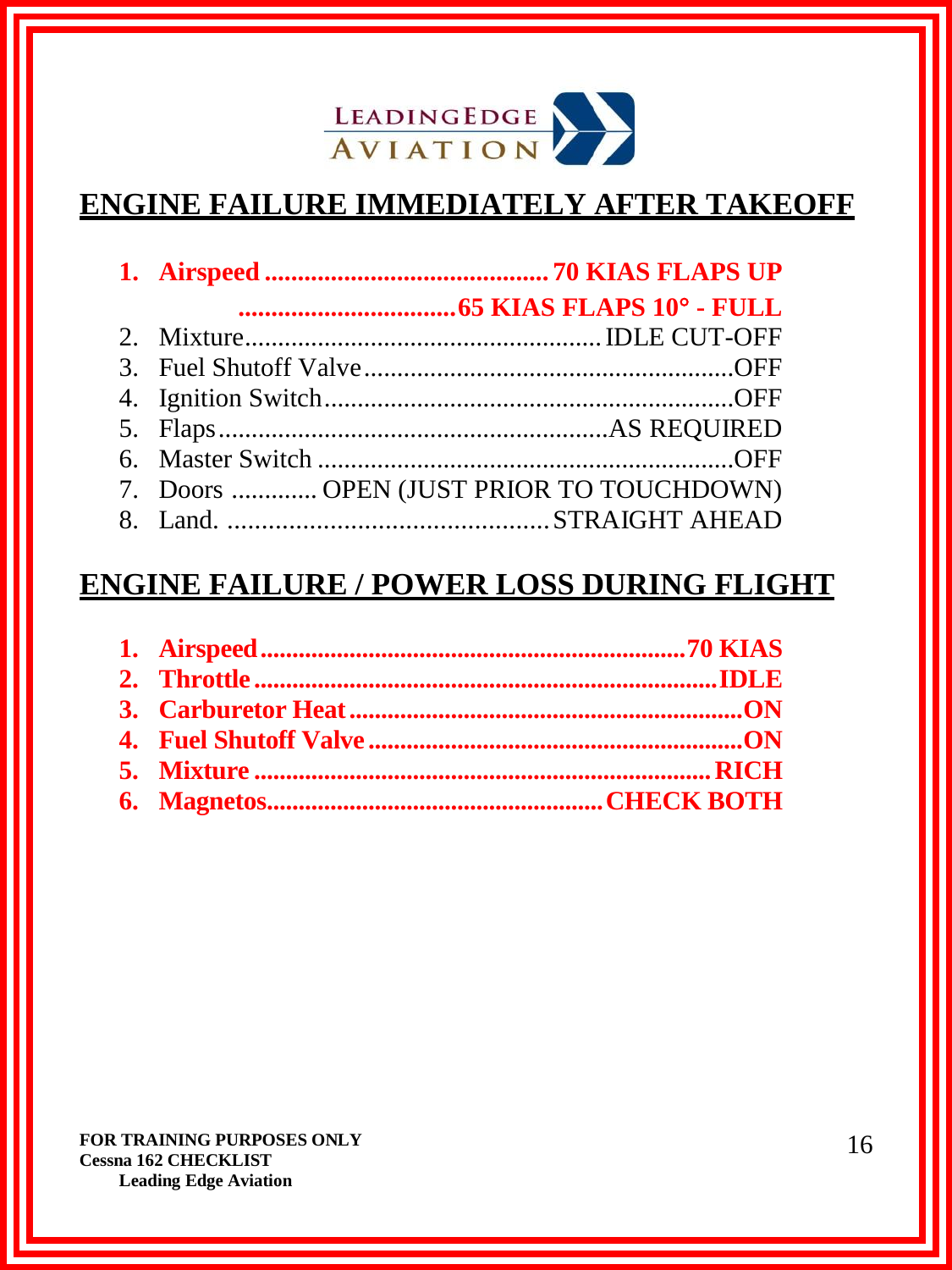LEADINGEDGE AVIATION

## ENGINE FAILURE IMMEDIATELY AFTER TAKEOFF

1. **Airspeed ........................................... 70 KIAS FLAPS UP**
   **................................ 65 KIAS FLAPS 10° - FULL**
2. Mixture..................................................... IDLE CUT-OFF
3. Fuel Shutoff Valve........................................................OFF
4. Ignition Switch..............................................................OFF
5. Flaps............................................................AS REQUIRED
6. Master Switch ...............................................................OFF
7. Doors ............. OPEN (JUST PRIOR TO TOUCHDOWN)
8. Land. ................................................ STRAIGHT AHEAD

## ENGINE FAILURE / POWER LOSS DURING FLIGHT

1. **Airspeed...................................................................70 KIAS**
2. **Throttle ...........................................................................IDLE**
3. **Carburetor Heat ................................................................ON**
4. **Fuel Shutoff Valve ............................................................ON**
5. **Mixture ........................................................................ RICH**
6. **Magnetos...................................................... CHECK BOTH**

**FOR TRAINING PURPOSES ONLY**
**Cessna 162 CHECKLIST**
**Leading Edge Aviation**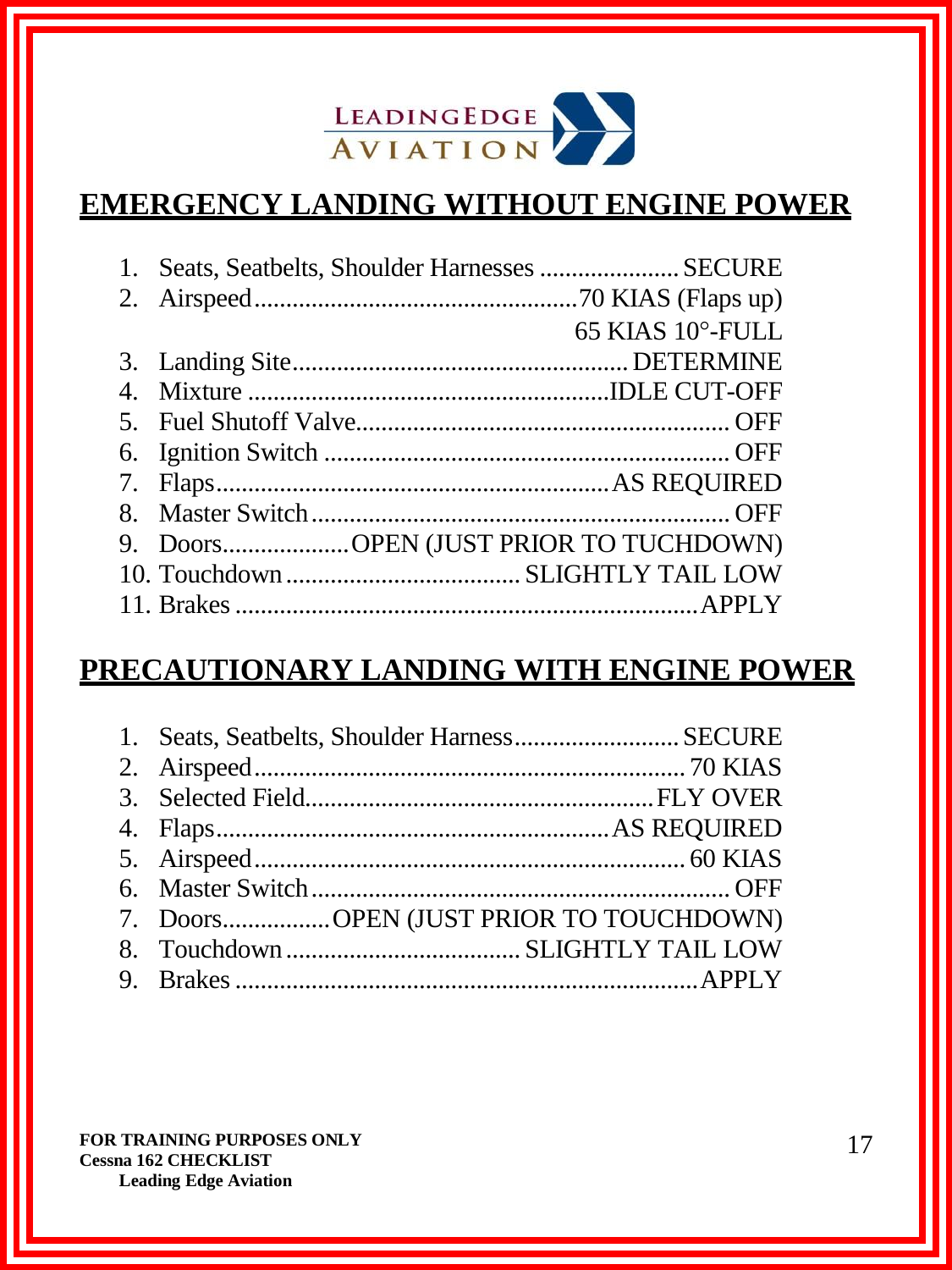LEADINGEDGE AVIATION

## EMERGENCY LANDING WITHOUT ENGINE POWER

1. Seats, Seatbelts, Shoulder Harnesses ...................... SECURE
2. Airspeed.................................................70 KIAS (Flaps up)
   65 KIAS 10°-FULL
3. Landing Site..................................................... DETERMINE
4. Mixture .........................................................IDLE CUT-OFF
5. Fuel Shutoff Valve........................................................... OFF
6. Ignition Switch ................................................................ OFF
7. Flaps.............................................................AS REQUIRED
8. Master Switch.................................................................. OFF
9. Doors....................OPEN (JUST PRIOR TO TUCHDOWN)
10. Touchdown ..................................... SLIGHTLY TAIL LOW
11. Brakes .........................................................................APPLY

## PRECAUTIONARY LANDING WITH ENGINE POWER

1. Seats, Seatbelts, Shoulder Harness.......................... SECURE
2. Airspeed.................................................................. 70 KIAS
3. Selected Field....................................................... FLY OVER
4. Flaps.............................................................AS REQUIRED
5. Airspeed.................................................................. 60 KIAS
6. Master Switch.................................................................. OFF
7. Doors.................OPEN (JUST PRIOR TO TOUCHDOWN)
8. Touchdown ..................................... SLIGHTLY TAIL LOW
9. Brakes .........................................................................APPLY

**FOR TRAINING PURPOSES ONLY**
**Cessna 162 CHECKLIST**
**Leading Edge Aviation**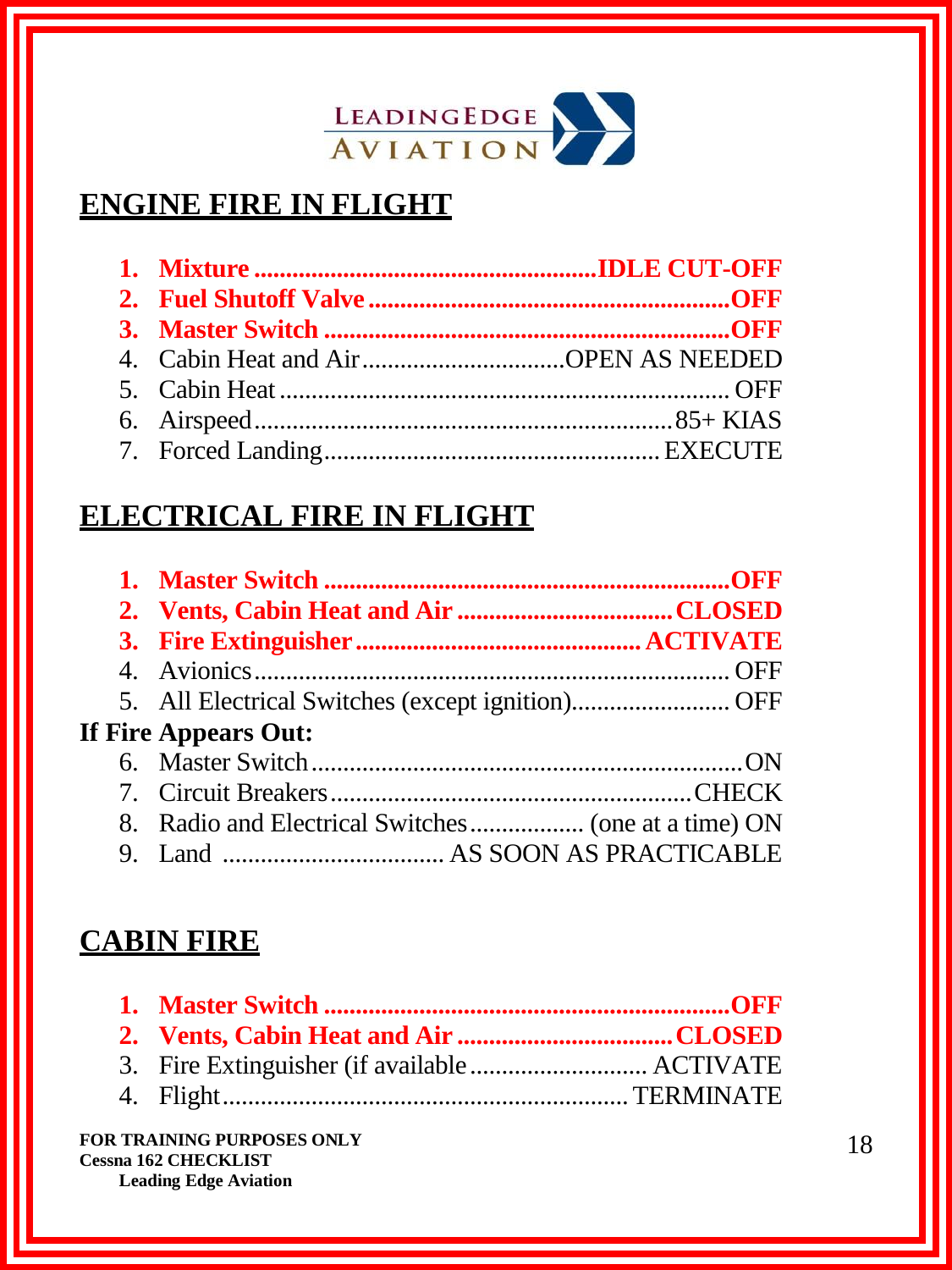## ENGINE FIRE IN FLIGHT

1. **Mixture ...................................................... IDLE CUT-OFF**
2. **Fuel Shutoff Valve ......................................................... OFF**
3. **Master Switch ................................................................ OFF**
4. Cabin Heat and Air ................................ OPEN AS NEEDED
5. Cabin Heat ....................................................................... OFF
6. Airspeed ................................................................. 85+ KIAS
7. Forced Landing .................................................... EXECUTE

## ELECTRICAL FIRE IN FLIGHT

1. **Master Switch ................................................................ OFF**
2. **Vents, Cabin Heat and Air .................................. CLOSED**
3. **Fire Extinguisher ............................................ ACTIVATE**
4. Avionics ........................................................................... OFF
5. All Electrical Switches (except ignition) ......................... OFF

**If Fire Appears Out:**

6. Master Switch ..................................................................... ON
7. Circuit Breakers ........................................................ CHECK
8. Radio and Electrical Switches .................. (one at a time) ON
9. Land .................................. AS SOON AS PRACTICABLE

## CABIN FIRE

1. **Master Switch ................................................................ OFF**
2. **Vents, Cabin Heat and Air .................................. CLOSED**
3. Fire Extinguisher (if available ............................ ACTIVATE
4. Flight ............................................................... TERMINATE

**FOR TRAINING PURPOSES ONLY**
**Cessna 162 CHECKLIST**
**Leading Edge Aviation**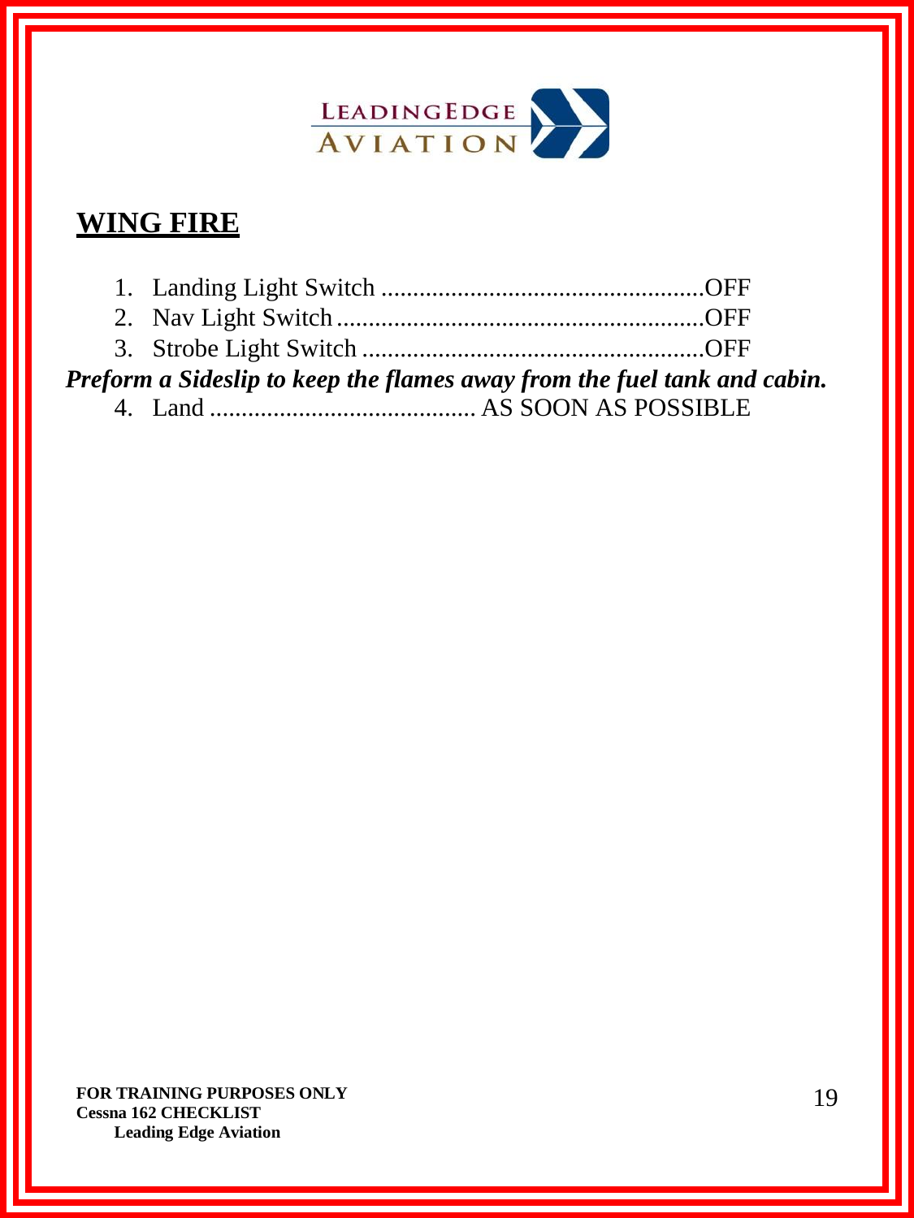## WING FIRE

1. Landing Light Switch ....................................................OFF
2. Nav Light Switch ...........................................................OFF
3. Strobe Light Switch .......................................................OFF

***Preform a Sideslip to keep the flames away from the fuel tank and cabin.***

4. Land .......................................... AS SOON AS POSSIBLE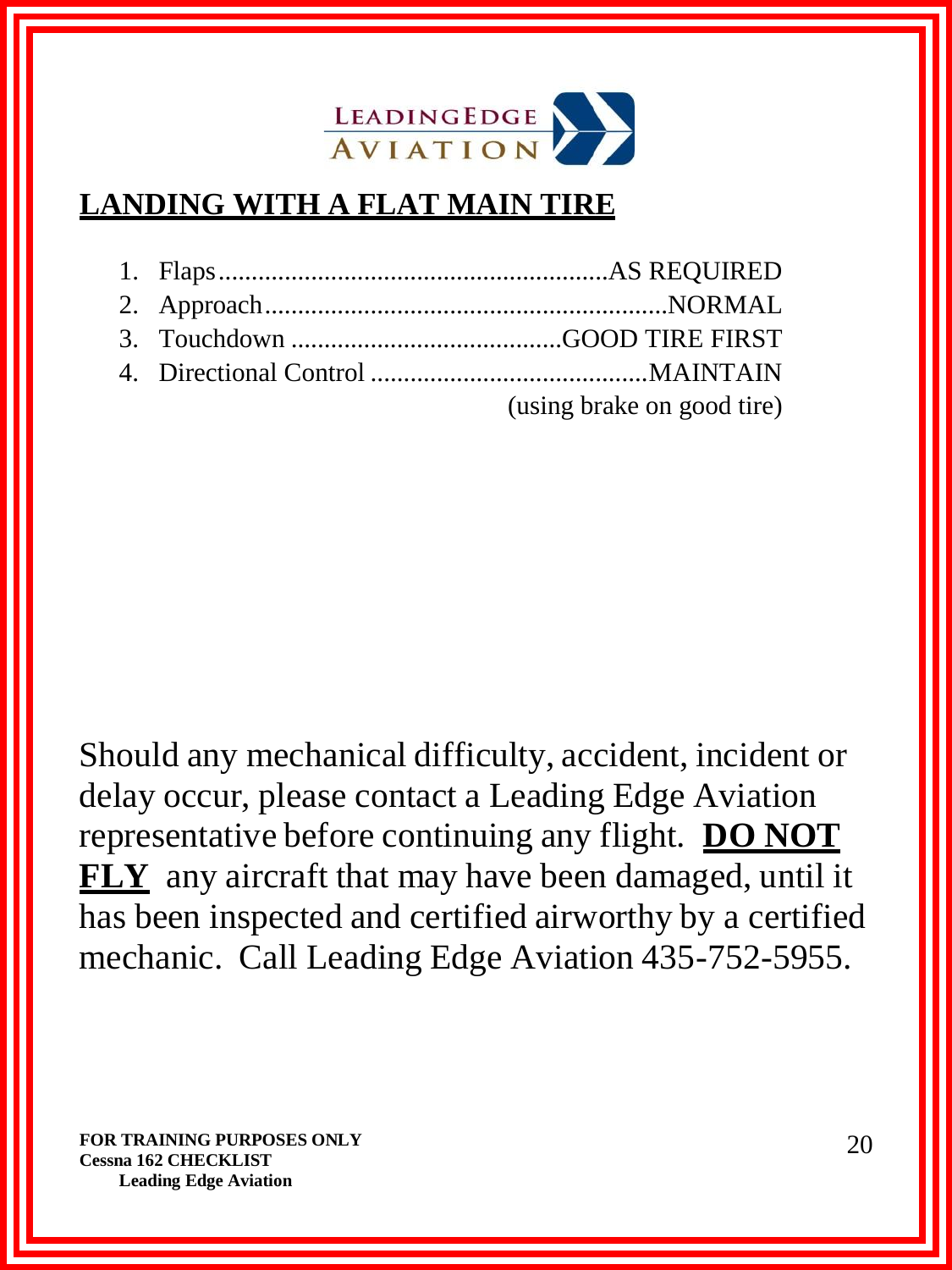LEADINGEDGE AVIATION

## LANDING WITH A FLAT MAIN TIRE

1. Flaps..........................................................AS REQUIRED
2. Approach............................................................NORMAL
3. Touchdown .........................................GOOD TIRE FIRST
4. Directional Control ..........................................MAINTAIN
   (using brake on good tire)

Should any mechanical difficulty, accident, incident or delay occur, please contact a Leading Edge Aviation representative before continuing any flight. **DO NOT FLY** any aircraft that may have been damaged, until it has been inspected and certified airworthy by a certified mechanic. Call Leading Edge Aviation 435-752-5955.

**FOR TRAINING PURPOSES ONLY**
**Cessna 162 CHECKLIST**
**Leading Edge Aviation**